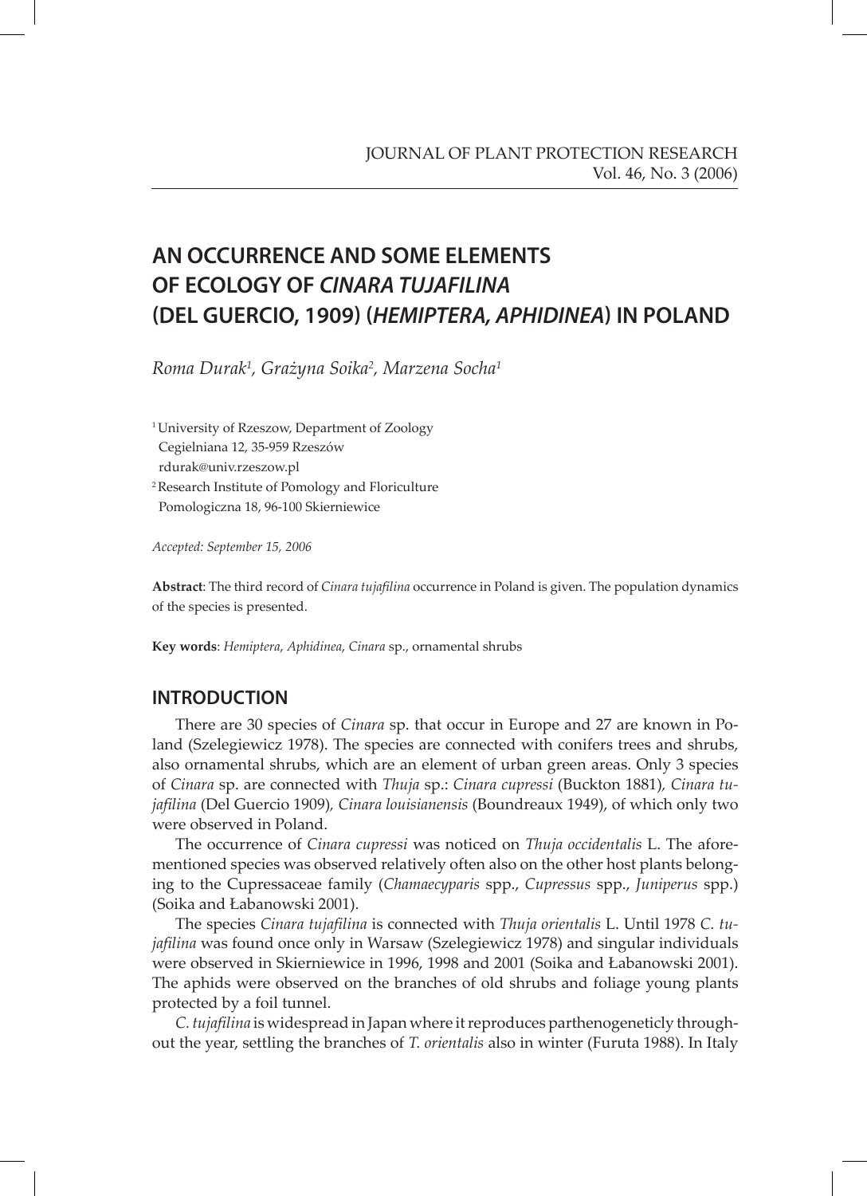# AN OCCURRENCE AND SOME ELEMENTS OF ECOLOGY OF *CINARA TUJAFILINA* (DEL GUERCIO, 1909) (*HEMIPTERA, APHIDINEA*) IN POLAND

*Roma Durak[1], Grażyna Soika[2], Marzena Socha[1]*

[1] University of Rzeszow, Department of Zoology
Cegielniana 12, 35-959 Rzeszów
rdurak@univ.rzeszow.pl

[2] Research Institute of Pomology and Floriculture
Pomologiczna 18, 96-100 Skierniewice

*Accepted: September 15, 2006*

**Abstract**: The third record of *Cinara tujafilina* occurrence in Poland is given. The population dynamics of the species is presented.

**Key words**: *Hemiptera*, *Aphidinea*, *Cinara* sp., ornamental shrubs

## INTRODUCTION

There are 30 species of *Cinara* sp. that occur in Europe and 27 are known in Poland (Szelegiewicz 1978). The species are connected with conifers trees and shrubs, also ornamental shrubs, which are an element of urban green areas. Only 3 species of *Cinara* sp. are connected with *Thuja* sp.: *Cinara cupressi* (Buckton 1881)*, Cinara tujafilina* (Del Guercio 1909)*, Cinara louisianensis* (Boundreaux 1949), of which only two were observed in Poland.

The occurrence of *Cinara cupressi* was noticed on *Thuja occidentalis* L. The aforementioned species was observed relatively often also on the other host plants belonging to the Cupressaceae family (*Chamaecyparis* spp., *Cupressus* spp., *Juniperus* spp.) (Soika and Łabanowski 2001).

The species *Cinara tujafilina* is connected with *Thuja orientalis* L. Until 1978 *C. tujafilina* was found once only in Warsaw (Szelegiewicz 1978) and singular individuals were observed in Skierniewice in 1996, 1998 and 2001 (Soika and Łabanowski 2001). The aphids were observed on the branches of old shrubs and foliage young plants protected by a foil tunnel.

*C. tujafilina* is widespread in Japan where it reproduces parthenogeneticly throughout the year, settling the branches of *T. orientalis* also in winter (Furuta 1988). In Italy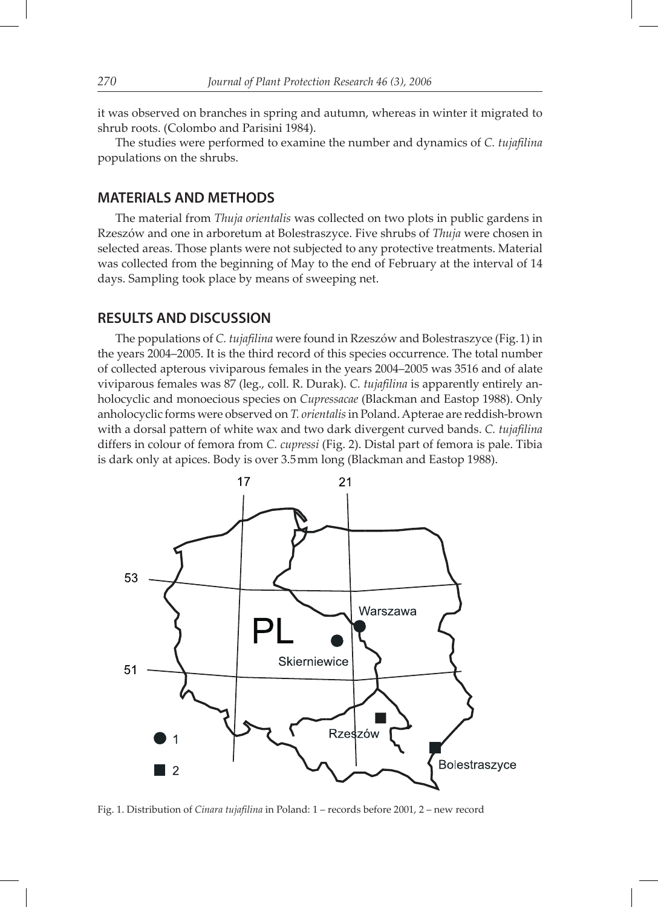it was observed on branches in spring and autumn, whereas in winter it migrated to shrub roots. (Colombo and Parisini 1984).

The studies were performed to examine the number and dynamics of *C. tujafilina* populations on the shrubs.

## MATERIALS AND METHODS

The material from *Thuja orientalis* was collected on two plots in public gardens in Rzeszów and one in arboretum at Bolestraszyce. Five shrubs of *Thuja* were chosen in selected areas. Those plants were not subjected to any protective treatments. Material was collected from the beginning of May to the end of February at the interval of 14 days. Sampling took place by means of sweeping net.

## RESULTS AND DISCUSSION

The populations of *C. tujafilina* were found in Rzeszów and Bolestraszyce (Fig. 1) in the years 2004–2005. It is the third record of this species occurrence. The total number of collected apterous viviparous females in the years 2004–2005 was 3516 and of alate viviparous females was 87 (leg., coll. R. Durak). *C. tujafilina* is apparently entirely anholocyclic and monoecious species on *Cupressacae* (Blackman and Eastop 1988). Only anholocyclic forms were observed on *T. orientalis* in Poland. Apterae are reddish-brown with a dorsal pattern of white wax and two dark divergent curved bands. *C. tujafilina* differs in colour of femora from *C. cupressi* (Fig. 2). Distal part of femora is pale. Tibia is dark only at apices. Body is over 3.5 mm long (Blackman and Eastop 1988).

Fig. 1. Distribution of *Cinara tujafilina* in Poland: 1 – records before 2001, 2 – new record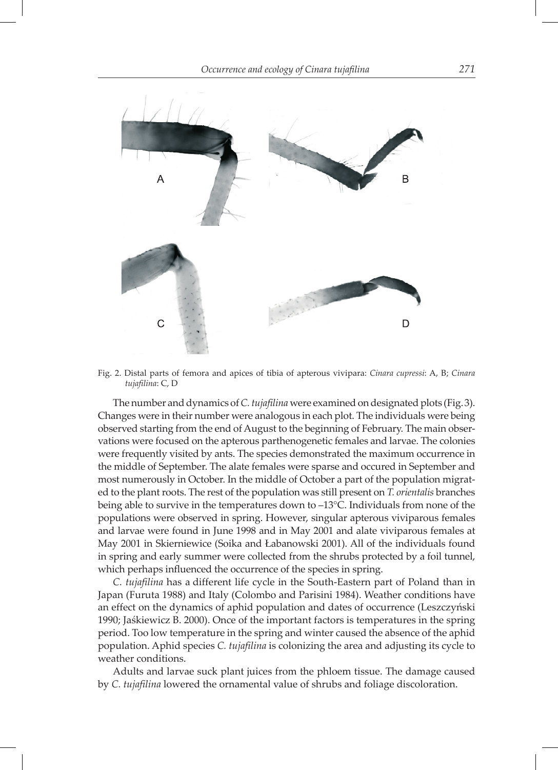Fig. 2. Distal parts of femora and apices of tibia of apterous vivipara: *Cinara cupressi*: A, B; *Cinara tujafilina*: C, D

The number and dynamics of *C. tujafilina* were examined on designated plots (Fig. 3). Changes were in their number were analogous in each plot. The individuals were being observed starting from the end of August to the beginning of February. The main observations were focused on the apterous parthenogenetic females and larvae. The colonies were frequently visited by ants. The species demonstrated the maximum occurrence in the middle of September. The alate females were sparse and occured in September and most numerously in October. In the middle of October a part of the population migrated to the plant roots. The rest of the population was still present on *T. orientalis* branches being able to survive in the temperatures down to –13°C. Individuals from none of the populations were observed in spring. However, singular apterous viviparous females and larvae were found in June 1998 and in May 2001 and alate viviparous females at May 2001 in Skierniewice (Soika and Łabanowski 2001). All of the individuals found in spring and early summer were collected from the shrubs protected by a foil tunnel, which perhaps influenced the occurrence of the species in spring.

*C. tujafilina* has a different life cycle in the South-Eastern part of Poland than in Japan (Furuta 1988) and Italy (Colombo and Parisini 1984). Weather conditions have an effect on the dynamics of aphid population and dates of occurrence (Leszczyński 1990; Jaśkiewicz B. 2000). Once of the important factors is temperatures in the spring period. Too low temperature in the spring and winter caused the absence of the aphid population. Aphid species *C. tujafilina* is colonizing the area and adjusting its cycle to weather conditions.

Adults and larvae suck plant juices from the phloem tissue. The damage caused by *C. tujafilina* lowered the ornamental value of shrubs and foliage discoloration.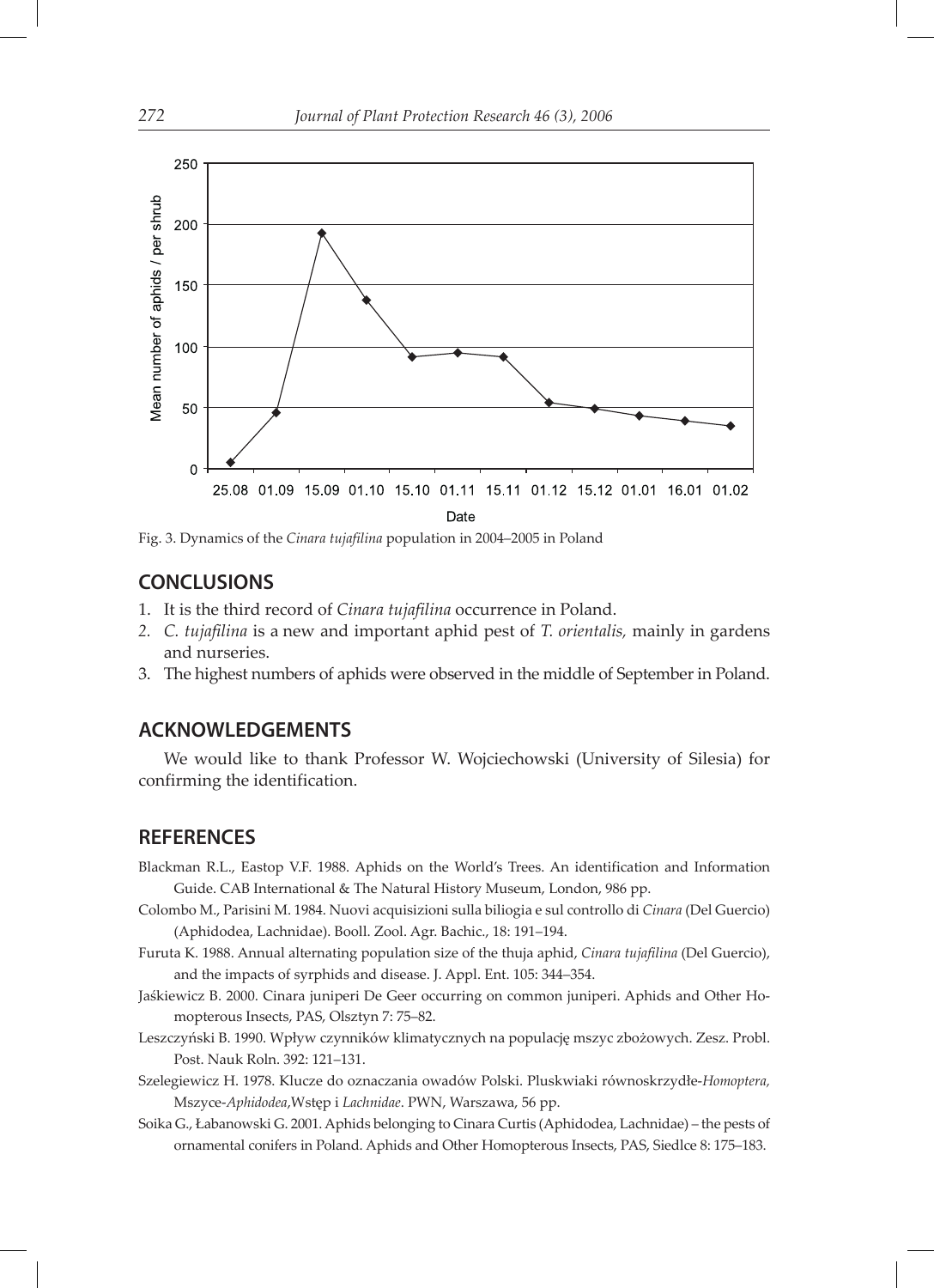Fig. 3. Dynamics of the *Cinara tujafilina* population in 2004–2005 in Poland

## CONCLUSIONS

1. It is the third record of *Cinara tujafilina* occurrence in Poland.
2. *C. tujafilina* is a new and important aphid pest of *T. orientalis,* mainly in gardens and nurseries.
3. The highest numbers of aphids were observed in the middle of September in Poland.

## ACKNOWLEDGEMENTS

We would like to thank Professor W. Wojciechowski (University of Silesia) for confirming the identification.

## REFERENCES

Blackman R.L., Eastop V.F. 1988. Aphids on the World's Trees. An identification and Information Guide. CAB International & The Natural History Museum, London, 986 pp.

Colombo M., Parisini M. 1984. Nuovi acquisizioni sulla biliogia e sul controllo di *Cinara* (Del Guercio) (Aphidodea, Lachnidae). Booll. Zool. Agr. Bachic., 18: 191–194.

Furuta K. 1988. Annual alternating population size of the thuja aphid, *Cinara tujafilina* (Del Guercio), and the impacts of syrphids and disease. J. Appl. Ent. 105: 344–354.

Jaśkiewicz B. 2000. Cinara juniperi De Geer occurring on common juniperi. Aphids and Other Homopterous Insects, PAS, Olsztyn 7: 75–82.

Leszczyński B. 1990. Wpływ czynników klimatycznych na populację mszyc zbożowych. Zesz. Probl. Post. Nauk Roln. 392: 121–131.

Szelegiewicz H. 1978. Klucze do oznaczania owadów Polski. Pluskwiaki równoskrzydłe-*Homoptera,* Mszyce-*Aphidodea*,Wstęp i *Lachnidae*. PWN, Warszawa, 56 pp.

Soika G., Łabanowski G. 2001. Aphids belonging to Cinara Curtis (Aphidodea, Lachnidae) – the pests of ornamental conifers in Poland. Aphids and Other Homopterous Insects, PAS, Siedlce 8: 175–183.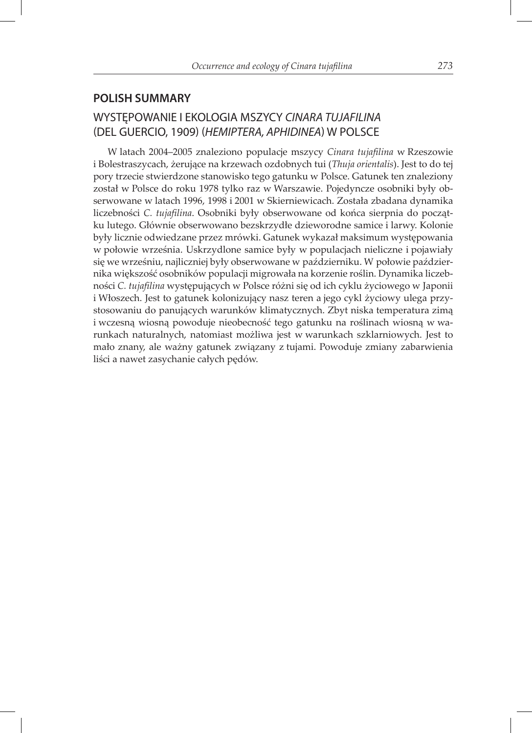## POLISH SUMMARY

### WYSTĘPOWANIE I EKOLOGIA MSZYCY *CINARA TUJAFILINA* (DEL GUERCIO, 1909) (*HEMIPTERA, APHIDINEA*) W POLSCE

W latach 2004–2005 znaleziono populacje mszycy *Cinara tujafilina* w Rzeszowie i Bolestraszycach, żerujące na krzewach ozdobnych tui (*Thuja orientalis*). Jest to do tej pory trzecie stwierdzone stanowisko tego gatunku w Polsce. Gatunek ten znaleziony został w Polsce do roku 1978 tylko raz w Warszawie. Pojedyncze osobniki były obserwowane w latach 1996, 1998 i 2001 w Skierniewicach. Została zbadana dynamika liczebności *C. tujafilina*. Osobniki były obserwowane od końca sierpnia do początku lutego. Głównie obserwowano bezskrzydłe dzieworodne samice i larwy. Kolonie były licznie odwiedzane przez mrówki. Gatunek wykazał maksimum występowania w połowie września. Uskrzydlone samice były w populacjach nieliczne i pojawiały się we wrześniu, najliczniej były obserwowane w październiku. W połowie października większość osobników populacji migrowała na korzenie roślin. Dynamika liczebności *C. tujafilina* występujących w Polsce różni się od ich cyklu życiowego w Japonii i Włoszech. Jest to gatunek kolonizujący nasz teren a jego cykl życiowy ulega przystosowaniu do panujących warunków klimatycznych. Zbyt niska temperatura zimą i wczesną wiosną powoduje nieobecność tego gatunku na roślinach wiosną w warunkach naturalnych, natomiast możliwa jest w warunkach szklarniowych. Jest to mało znany, ale ważny gatunek związany z tujami. Powoduje zmiany zabarwienia liści a nawet zasychanie całych pędów.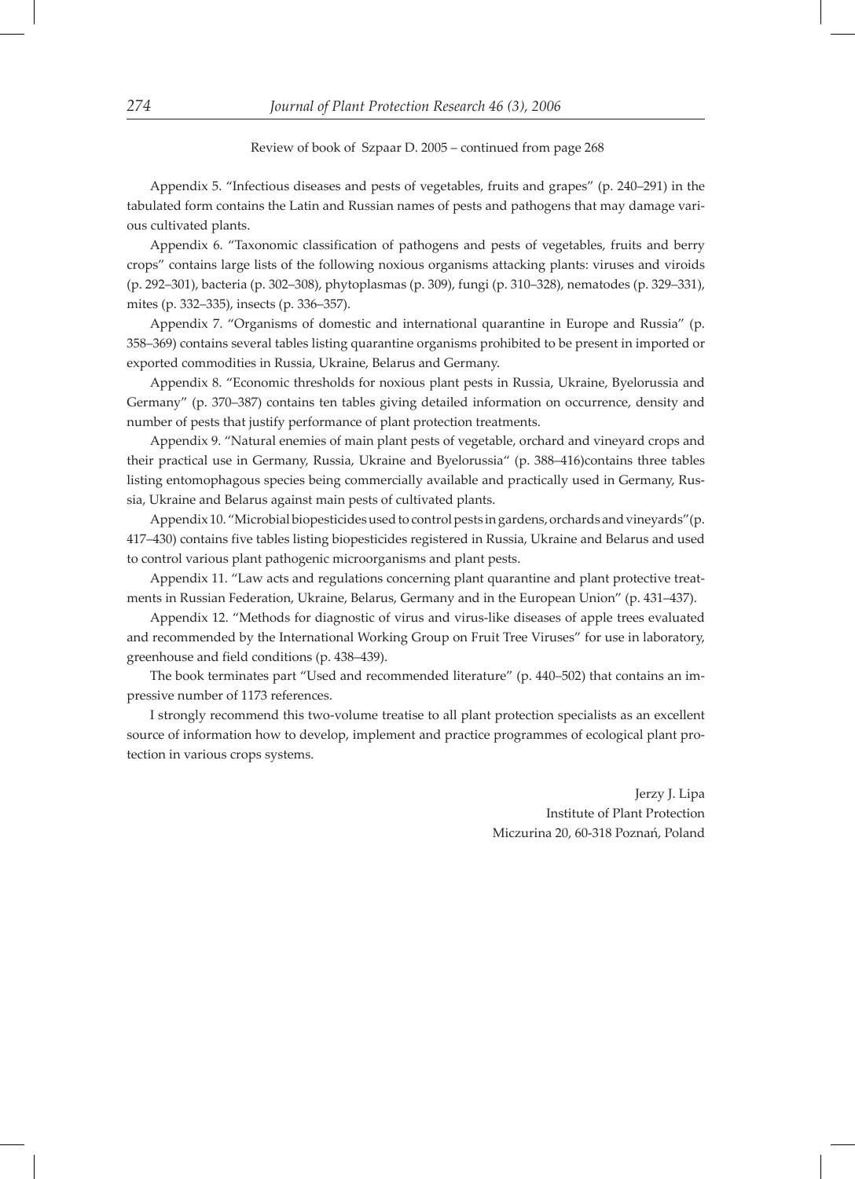Review of book of Szpaar D. 2005 – continued from page 268

Appendix 5. "Infectious diseases and pests of vegetables, fruits and grapes" (p. 240–291) in the tabulated form contains the Latin and Russian names of pests and pathogens that may damage various cultivated plants.

Appendix 6. "Taxonomic classification of pathogens and pests of vegetables, fruits and berry crops" contains large lists of the following noxious organisms attacking plants: viruses and viroids (p. 292–301), bacteria (p. 302–308), phytoplasmas (p. 309), fungi (p. 310–328), nematodes (p. 329–331), mites (p. 332–335), insects (p. 336–357).

Appendix 7. "Organisms of domestic and international quarantine in Europe and Russia" (p. 358–369) contains several tables listing quarantine organisms prohibited to be present in imported or exported commodities in Russia, Ukraine, Belarus and Germany.

Appendix 8. "Economic thresholds for noxious plant pests in Russia, Ukraine, Byelorussia and Germany" (p. 370–387) contains ten tables giving detailed information on occurrence, density and number of pests that justify performance of plant protection treatments.

Appendix 9. "Natural enemies of main plant pests of vegetable, orchard and vineyard crops and their practical use in Germany, Russia, Ukraine and Byelorussia" (p. 388–416)contains three tables listing entomophagous species being commercially available and practically used in Germany, Russia, Ukraine and Belarus against main pests of cultivated plants.

Appendix 10. "Microbial biopesticides used to control pests in gardens, orchards and vineyards"(p. 417–430) contains five tables listing biopesticides registered in Russia, Ukraine and Belarus and used to control various plant pathogenic microorganisms and plant pests.

Appendix 11. "Law acts and regulations concerning plant quarantine and plant protective treatments in Russian Federation, Ukraine, Belarus, Germany and in the European Union" (p. 431–437).

Appendix 12. "Methods for diagnostic of virus and virus-like diseases of apple trees evaluated and recommended by the International Working Group on Fruit Tree Viruses" for use in laboratory, greenhouse and field conditions (p. 438–439).

The book terminates part "Used and recommended literature" (p. 440–502) that contains an impressive number of 1173 references.

I strongly recommend this two-volume treatise to all plant protection specialists as an excellent source of information how to develop, implement and practice programmes of ecological plant protection in various crops systems.

Jerzy J. Lipa
Institute of Plant Protection
Miczurina 20, 60-318 Poznań, Poland